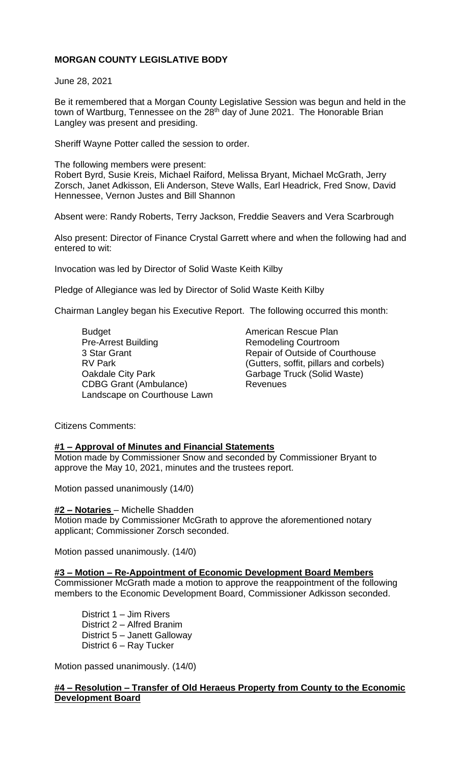**MORGAN COUNTY LEGISLATIVE BODY**

June 28, 2021

Be it remembered that a Morgan County Legislative Session was begun and held in the town of Wartburg, Tennessee on the 28th day of June 2021. The Honorable Brian Langley was present and presiding.

Sheriff Wayne Potter called the session to order.

The following members were present:
Robert Byrd, Susie Kreis, Michael Raiford, Melissa Bryant, Michael McGrath, Jerry Zorsch, Janet Adkisson, Eli Anderson, Steve Walls, Earl Headrick, Fred Snow, David Hennessee, Vernon Justes and Bill Shannon

Absent were: Randy Roberts, Terry Jackson, Freddie Seavers and Vera Scarbrough

Also present: Director of Finance Crystal Garrett where and when the following had and entered to wit:

Invocation was led by Director of Solid Waste Keith Kilby

Pledge of Allegiance was led by Director of Solid Waste Keith Kilby

Chairman Langley began his Executive Report. The following occurred this month:

- Budget
- Pre-Arrest Building
- 3 Star Grant
- RV Park
- Oakdale City Park
- CDBG Grant (Ambulance)
- Landscape on Courthouse Lawn
- American Rescue Plan
- Remodeling Courtroom
- Repair of Outside of Courthouse (Gutters, soffit, pillars and corbels)
- Garbage Truck (Solid Waste)
- Revenues

Citizens Comments:

**#1 – Approval of Minutes and Financial Statements**

Motion made by Commissioner Snow and seconded by Commissioner Bryant to approve the May 10, 2021, minutes and the trustees report.

Motion passed unanimously (14/0)

**#2 – Notaries** – Michelle Shadden

Motion made by Commissioner McGrath to approve the aforementioned notary applicant; Commissioner Zorsch seconded.

Motion passed unanimously. (14/0)

**#3 – Motion – Re-Appointment of Economic Development Board Members**

Commissioner McGrath made a motion to approve the reappointment of the following members to the Economic Development Board, Commissioner Adkisson seconded.

District 1 – Jim Rivers
District 2 – Alfred Branim
District 5 – Janett Galloway
District 6 – Ray Tucker

Motion passed unanimously. (14/0)

**#4 – Resolution – Transfer of Old Heraeus Property from County to the Economic Development Board**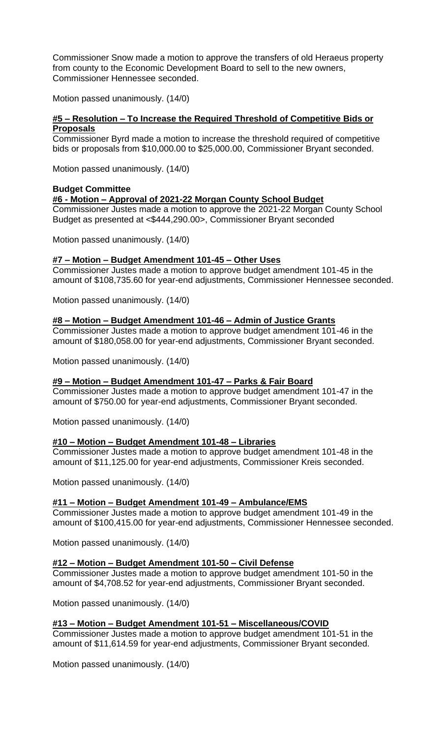Commissioner Snow made a motion to approve the transfers of old Heraeus property from county to the Economic Development Board to sell to the new owners, Commissioner Hennessee seconded.

Motion passed unanimously. (14/0)

**#5 – Resolution – To Increase the Required Threshold of Competitive Bids or Proposals**

Commissioner Byrd made a motion to increase the threshold required of competitive bids or proposals from $10,000.00 to $25,000.00, Commissioner Bryant seconded.

Motion passed unanimously. (14/0)

**Budget Committee**

**#6 - Motion – Approval of 2021-22 Morgan County School Budget**

Commissioner Justes made a motion to approve the 2021-22 Morgan County School Budget as presented at <$444,290.00>, Commissioner Bryant seconded

Motion passed unanimously. (14/0)

**#7 – Motion – Budget Amendment 101-45 – Other Uses**

Commissioner Justes made a motion to approve budget amendment 101-45 in the amount of $108,735.60 for year-end adjustments, Commissioner Hennessee seconded.

Motion passed unanimously. (14/0)

**#8 – Motion – Budget Amendment 101-46 – Admin of Justice Grants**

Commissioner Justes made a motion to approve budget amendment 101-46 in the amount of $180,058.00 for year-end adjustments, Commissioner Bryant seconded.

Motion passed unanimously. (14/0)

**#9 – Motion – Budget Amendment 101-47 – Parks & Fair Board**

Commissioner Justes made a motion to approve budget amendment 101-47 in the amount of $750.00 for year-end adjustments, Commissioner Bryant seconded.

Motion passed unanimously. (14/0)

**#10 – Motion – Budget Amendment 101-48 – Libraries**

Commissioner Justes made a motion to approve budget amendment 101-48 in the amount of $11,125.00 for year-end adjustments, Commissioner Kreis seconded.

Motion passed unanimously. (14/0)

**#11 – Motion – Budget Amendment 101-49 – Ambulance/EMS**

Commissioner Justes made a motion to approve budget amendment 101-49 in the amount of $100,415.00 for year-end adjustments, Commissioner Hennessee seconded.

Motion passed unanimously. (14/0)

**#12 – Motion – Budget Amendment 101-50 – Civil Defense**

Commissioner Justes made a motion to approve budget amendment 101-50 in the amount of $4,708.52 for year-end adjustments, Commissioner Bryant seconded.

Motion passed unanimously. (14/0)

**#13 – Motion – Budget Amendment 101-51 – Miscellaneous/COVID**

Commissioner Justes made a motion to approve budget amendment 101-51 in the amount of $11,614.59 for year-end adjustments, Commissioner Bryant seconded.

Motion passed unanimously. (14/0)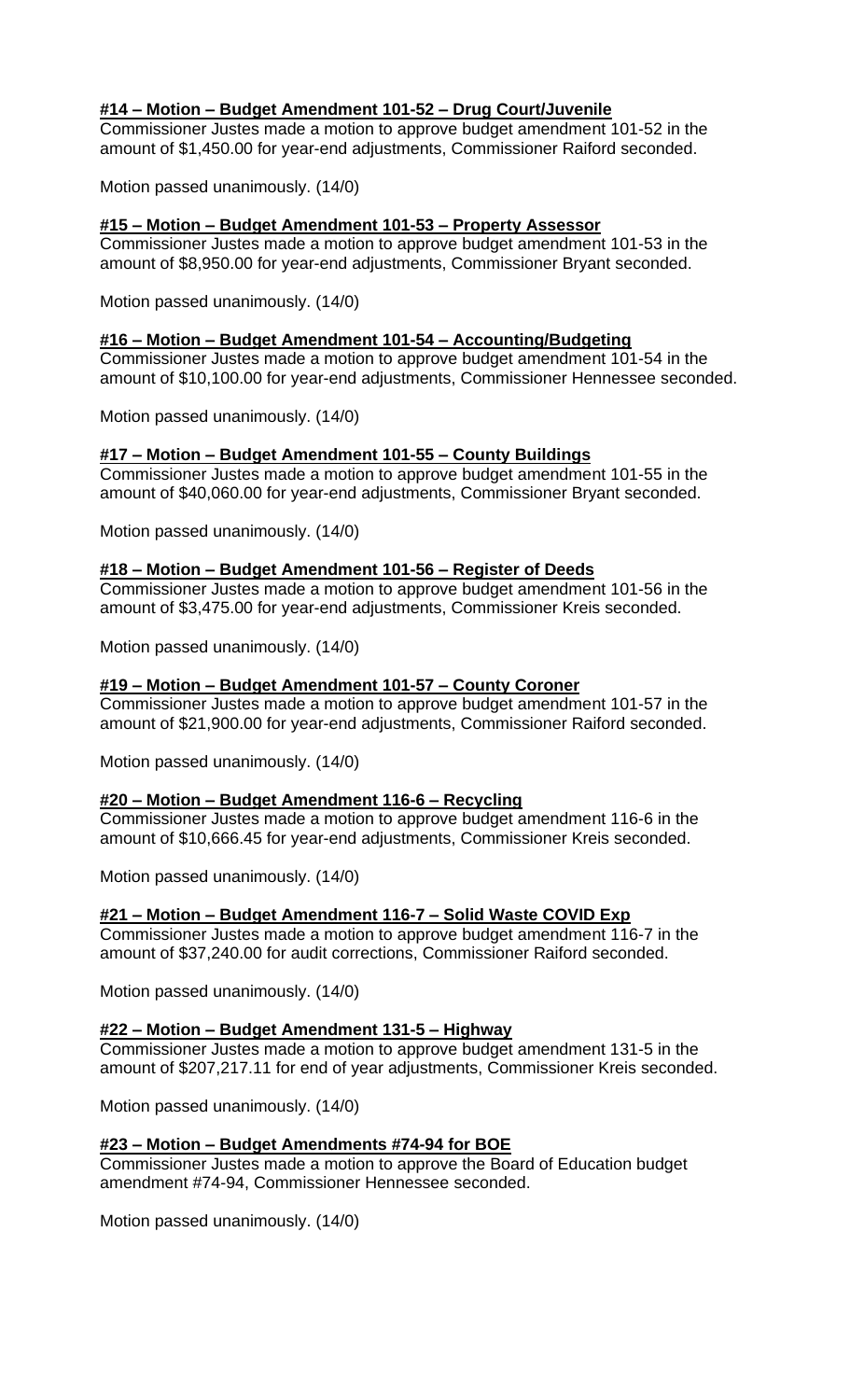**#14 – Motion – Budget Amendment 101-52 – Drug Court/Juvenile**

Commissioner Justes made a motion to approve budget amendment 101-52 in the amount of $1,450.00 for year-end adjustments, Commissioner Raiford seconded.

Motion passed unanimously. (14/0)

**#15 – Motion – Budget Amendment 101-53 – Property Assessor**

Commissioner Justes made a motion to approve budget amendment 101-53 in the amount of $8,950.00 for year-end adjustments, Commissioner Bryant seconded.

Motion passed unanimously. (14/0)

**#16 – Motion – Budget Amendment 101-54 – Accounting/Budgeting**

Commissioner Justes made a motion to approve budget amendment 101-54 in the amount of $10,100.00 for year-end adjustments, Commissioner Hennessee seconded.

Motion passed unanimously. (14/0)

**#17 – Motion – Budget Amendment 101-55 – County Buildings**

Commissioner Justes made a motion to approve budget amendment 101-55 in the amount of $40,060.00 for year-end adjustments, Commissioner Bryant seconded.

Motion passed unanimously. (14/0)

**#18 – Motion – Budget Amendment 101-56 – Register of Deeds**

Commissioner Justes made a motion to approve budget amendment 101-56 in the amount of $3,475.00 for year-end adjustments, Commissioner Kreis seconded.

Motion passed unanimously. (14/0)

**#19 – Motion – Budget Amendment 101-57 – County Coroner**

Commissioner Justes made a motion to approve budget amendment 101-57 in the amount of $21,900.00 for year-end adjustments, Commissioner Raiford seconded.

Motion passed unanimously. (14/0)

**#20 – Motion – Budget Amendment 116-6 – Recycling**

Commissioner Justes made a motion to approve budget amendment 116-6 in the amount of $10,666.45 for year-end adjustments, Commissioner Kreis seconded.

Motion passed unanimously. (14/0)

**#21 – Motion – Budget Amendment 116-7 – Solid Waste COVID Exp**

Commissioner Justes made a motion to approve budget amendment 116-7 in the amount of $37,240.00 for audit corrections, Commissioner Raiford seconded.

Motion passed unanimously. (14/0)

**#22 – Motion – Budget Amendment 131-5 – Highway**

Commissioner Justes made a motion to approve budget amendment 131-5 in the amount of $207,217.11 for end of year adjustments, Commissioner Kreis seconded.

Motion passed unanimously. (14/0)

**#23 – Motion – Budget Amendments #74-94 for BOE**

Commissioner Justes made a motion to approve the Board of Education budget amendment #74-94, Commissioner Hennessee seconded.

Motion passed unanimously. (14/0)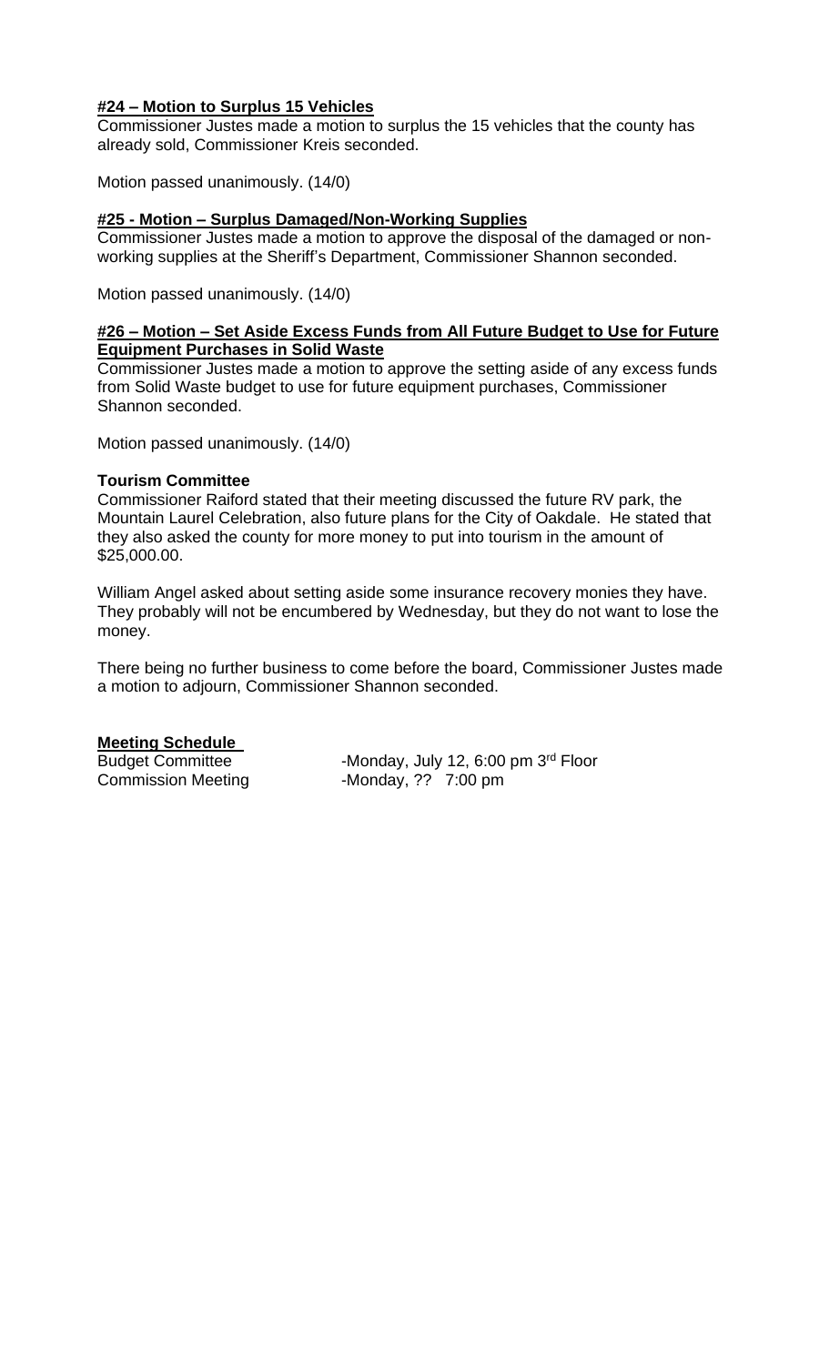**#24 – Motion to Surplus 15 Vehicles**

Commissioner Justes made a motion to surplus the 15 vehicles that the county has already sold, Commissioner Kreis seconded.

Motion passed unanimously. (14/0)

**#25 - Motion – Surplus Damaged/Non-Working Supplies**

Commissioner Justes made a motion to approve the disposal of the damaged or non-working supplies at the Sheriff's Department, Commissioner Shannon seconded.

Motion passed unanimously. (14/0)

**#26 – Motion – Set Aside Excess Funds from All Future Budget to Use for Future Equipment Purchases in Solid Waste**

Commissioner Justes made a motion to approve the setting aside of any excess funds from Solid Waste budget to use for future equipment purchases, Commissioner Shannon seconded.

Motion passed unanimously. (14/0)

**Tourism Committee**

Commissioner Raiford stated that their meeting discussed the future RV park, the Mountain Laurel Celebration, also future plans for the City of Oakdale. He stated that they also asked the county for more money to put into tourism in the amount of $25,000.00.

William Angel asked about setting aside some insurance recovery monies they have. They probably will not be encumbered by Wednesday, but they do not want to lose the money.

There being no further business to come before the board, Commissioner Justes made a motion to adjourn, Commissioner Shannon seconded.

**Meeting Schedule**

| | |
|---|---|
| Budget Committee | -Monday, July 12, 6:00 pm 3rd Floor |
| Commission Meeting | -Monday, ?? 7:00 pm |